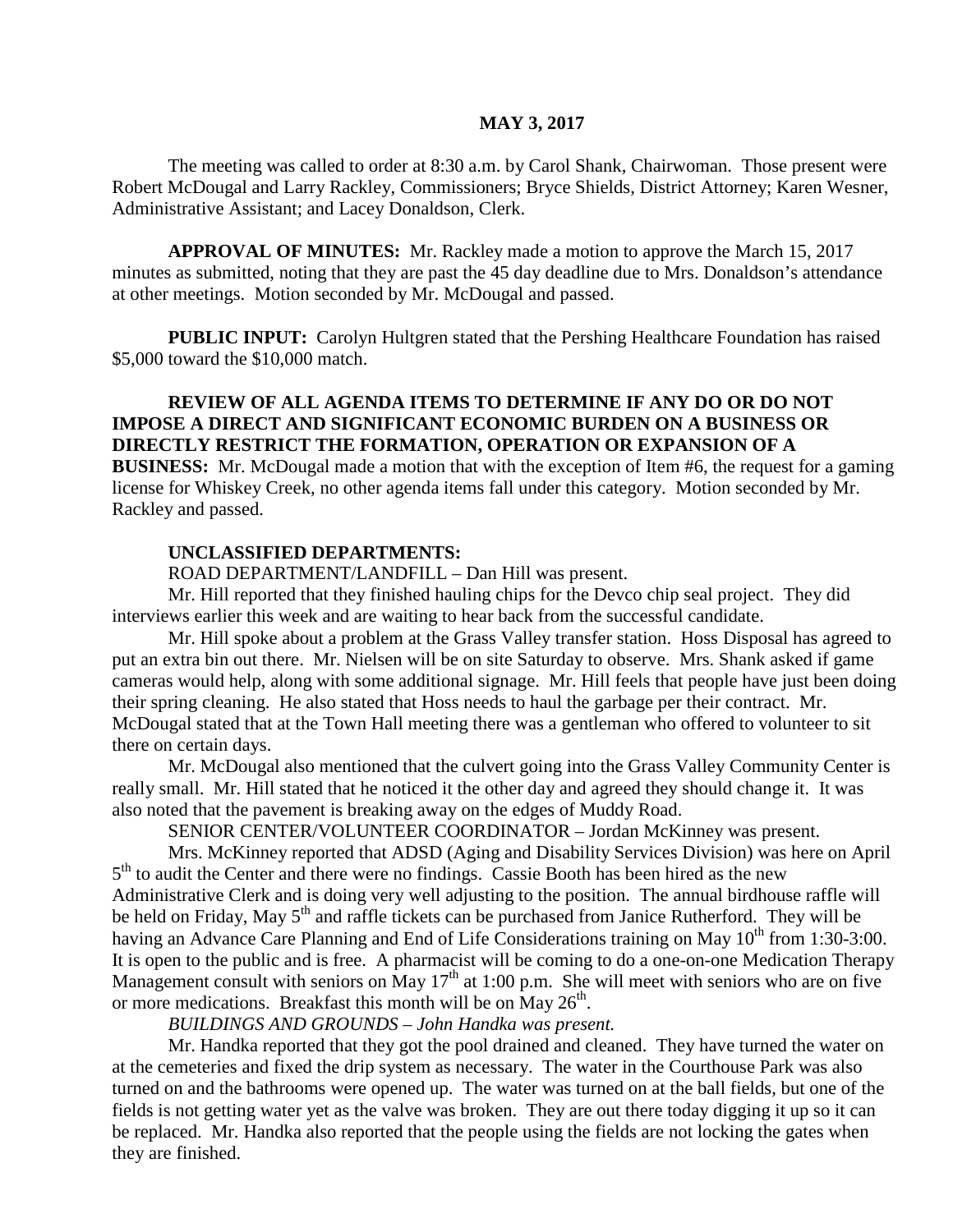**MAY 3, 2017**

The meeting was called to order at 8:30 a.m. by Carol Shank, Chairwoman. Those present were Robert McDougal and Larry Rackley, Commissioners; Bryce Shields, District Attorney; Karen Wesner, Administrative Assistant; and Lacey Donaldson, Clerk.

**APPROVAL OF MINUTES:** Mr. Rackley made a motion to approve the March 15, 2017 minutes as submitted, noting that they are past the 45 day deadline due to Mrs. Donaldson's attendance at other meetings. Motion seconded by Mr. McDougal and passed.

**PUBLIC INPUT:** Carolyn Hultgren stated that the Pershing Healthcare Foundation has raised \$5,000 toward the \$10,000 match.

**REVIEW OF ALL AGENDA ITEMS TO DETERMINE IF ANY DO OR DO NOT IMPOSE A DIRECT AND SIGNIFICANT ECONOMIC BURDEN ON A BUSINESS OR DIRECTLY RESTRICT THE FORMATION, OPERATION OR EXPANSION OF A BUSINESS:** Mr. McDougal made a motion that with the exception of Item #6, the request for a gaming license for Whiskey Creek, no other agenda items fall under this category. Motion seconded by Mr. Rackley and passed.

**UNCLASSIFIED DEPARTMENTS:**

ROAD DEPARTMENT/LANDFILL – Dan Hill was present.

Mr. Hill reported that they finished hauling chips for the Devco chip seal project. They did interviews earlier this week and are waiting to hear back from the successful candidate.

Mr. Hill spoke about a problem at the Grass Valley transfer station. Hoss Disposal has agreed to put an extra bin out there. Mr. Nielsen will be on site Saturday to observe. Mrs. Shank asked if game cameras would help, along with some additional signage. Mr. Hill feels that people have just been doing their spring cleaning. He also stated that Hoss needs to haul the garbage per their contract. Mr. McDougal stated that at the Town Hall meeting there was a gentleman who offered to volunteer to sit there on certain days.

Mr. McDougal also mentioned that the culvert going into the Grass Valley Community Center is really small. Mr. Hill stated that he noticed it the other day and agreed they should change it. It was also noted that the pavement is breaking away on the edges of Muddy Road.

SENIOR CENTER/VOLUNTEER COORDINATOR – Jordan McKinney was present.

Mrs. McKinney reported that ADSD (Aging and Disability Services Division) was here on April 5th to audit the Center and there were no findings. Cassie Booth has been hired as the new Administrative Clerk and is doing very well adjusting to the position. The annual birdhouse raffle will be held on Friday, May 5th and raffle tickets can be purchased from Janice Rutherford. They will be having an Advance Care Planning and End of Life Considerations training on May 10th from 1:30-3:00. It is open to the public and is free. A pharmacist will be coming to do a one-on-one Medication Therapy Management consult with seniors on May 17th at 1:00 p.m. She will meet with seniors who are on five or more medications. Breakfast this month will be on May 26th.

*BUILDINGS AND GROUNDS – John Handka was present.*

Mr. Handka reported that they got the pool drained and cleaned. They have turned the water on at the cemeteries and fixed the drip system as necessary. The water in the Courthouse Park was also turned on and the bathrooms were opened up. The water was turned on at the ball fields, but one of the fields is not getting water yet as the valve was broken. They are out there today digging it up so it can be replaced. Mr. Handka also reported that the people using the fields are not locking the gates when they are finished.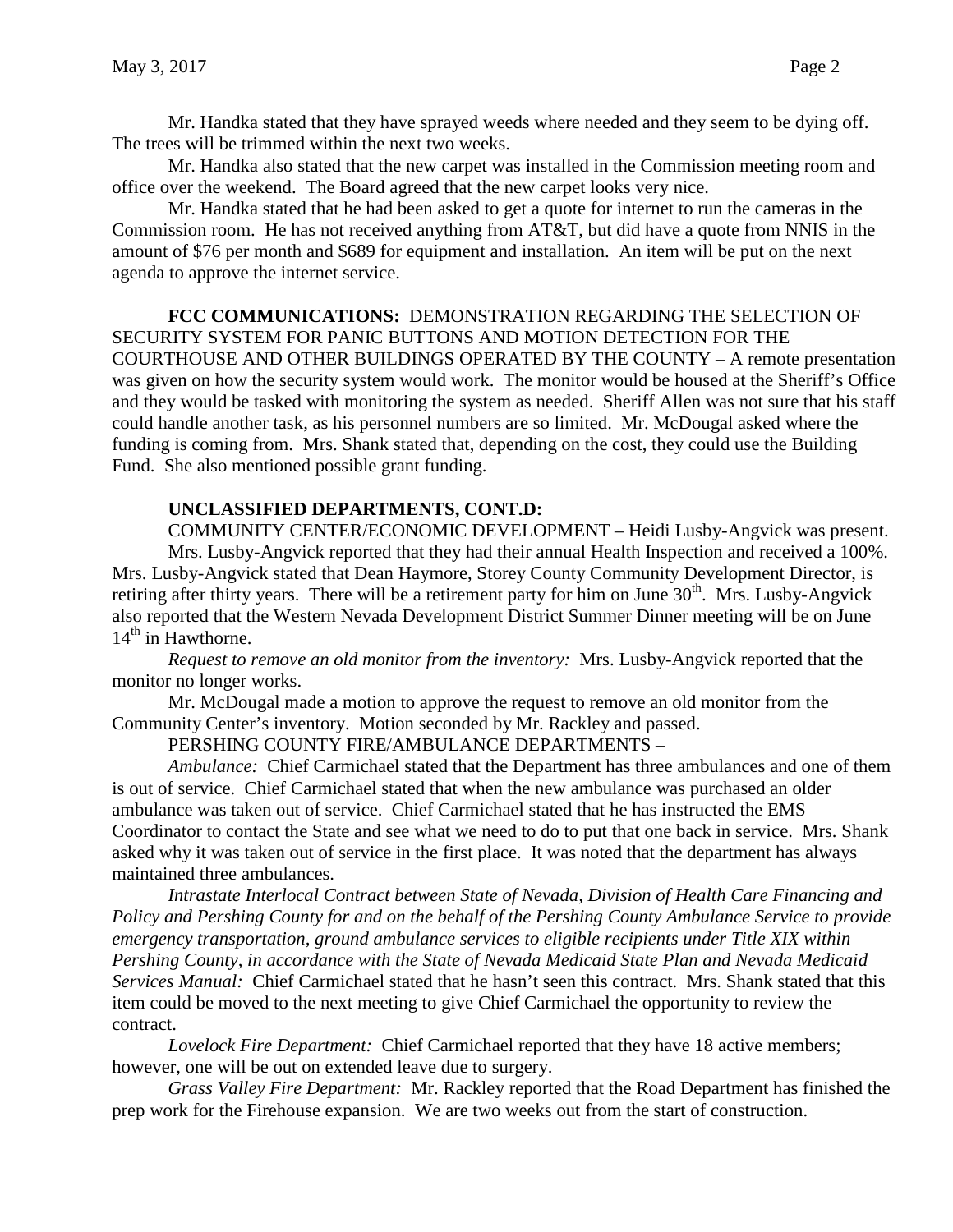Mr. Handka stated that they have sprayed weeds where needed and they seem to be dying off. The trees will be trimmed within the next two weeks.

Mr. Handka also stated that the new carpet was installed in the Commission meeting room and office over the weekend. The Board agreed that the new carpet looks very nice.

Mr. Handka stated that he had been asked to get a quote for internet to run the cameras in the Commission room. He has not received anything from AT&T, but did have a quote from NNIS in the amount of $76 per month and $689 for equipment and installation. An item will be put on the next agenda to approve the internet service.

**FCC COMMUNICATIONS:** DEMONSTRATION REGARDING THE SELECTION OF SECURITY SYSTEM FOR PANIC BUTTONS AND MOTION DETECTION FOR THE COURTHOUSE AND OTHER BUILDINGS OPERATED BY THE COUNTY – A remote presentation was given on how the security system would work. The monitor would be housed at the Sheriff's Office and they would be tasked with monitoring the system as needed. Sheriff Allen was not sure that his staff could handle another task, as his personnel numbers are so limited. Mr. McDougal asked where the funding is coming from. Mrs. Shank stated that, depending on the cost, they could use the Building Fund. She also mentioned possible grant funding.

**UNCLASSIFIED DEPARTMENTS, CONT.D:**

COMMUNITY CENTER/ECONOMIC DEVELOPMENT – Heidi Lusby-Angvick was present.

Mrs. Lusby-Angvick reported that they had their annual Health Inspection and received a 100%. Mrs. Lusby-Angvick stated that Dean Haymore, Storey County Community Development Director, is retiring after thirty years. There will be a retirement party for him on June 30th. Mrs. Lusby-Angvick also reported that the Western Nevada Development District Summer Dinner meeting will be on June 14th in Hawthorne.

*Request to remove an old monitor from the inventory:* Mrs. Lusby-Angvick reported that the monitor no longer works.

Mr. McDougal made a motion to approve the request to remove an old monitor from the Community Center's inventory. Motion seconded by Mr. Rackley and passed.

PERSHING COUNTY FIRE/AMBULANCE DEPARTMENTS –

*Ambulance:* Chief Carmichael stated that the Department has three ambulances and one of them is out of service. Chief Carmichael stated that when the new ambulance was purchased an older ambulance was taken out of service. Chief Carmichael stated that he has instructed the EMS Coordinator to contact the State and see what we need to do to put that one back in service. Mrs. Shank asked why it was taken out of service in the first place. It was noted that the department has always maintained three ambulances.

*Intrastate Interlocal Contract between State of Nevada, Division of Health Care Financing and Policy and Pershing County for and on the behalf of the Pershing County Ambulance Service to provide emergency transportation, ground ambulance services to eligible recipients under Title XIX within Pershing County, in accordance with the State of Nevada Medicaid State Plan and Nevada Medicaid Services Manual:* Chief Carmichael stated that he hasn't seen this contract. Mrs. Shank stated that this item could be moved to the next meeting to give Chief Carmichael the opportunity to review the contract.

*Lovelock Fire Department:* Chief Carmichael reported that they have 18 active members; however, one will be out on extended leave due to surgery.

*Grass Valley Fire Department:* Mr. Rackley reported that the Road Department has finished the prep work for the Firehouse expansion. We are two weeks out from the start of construction.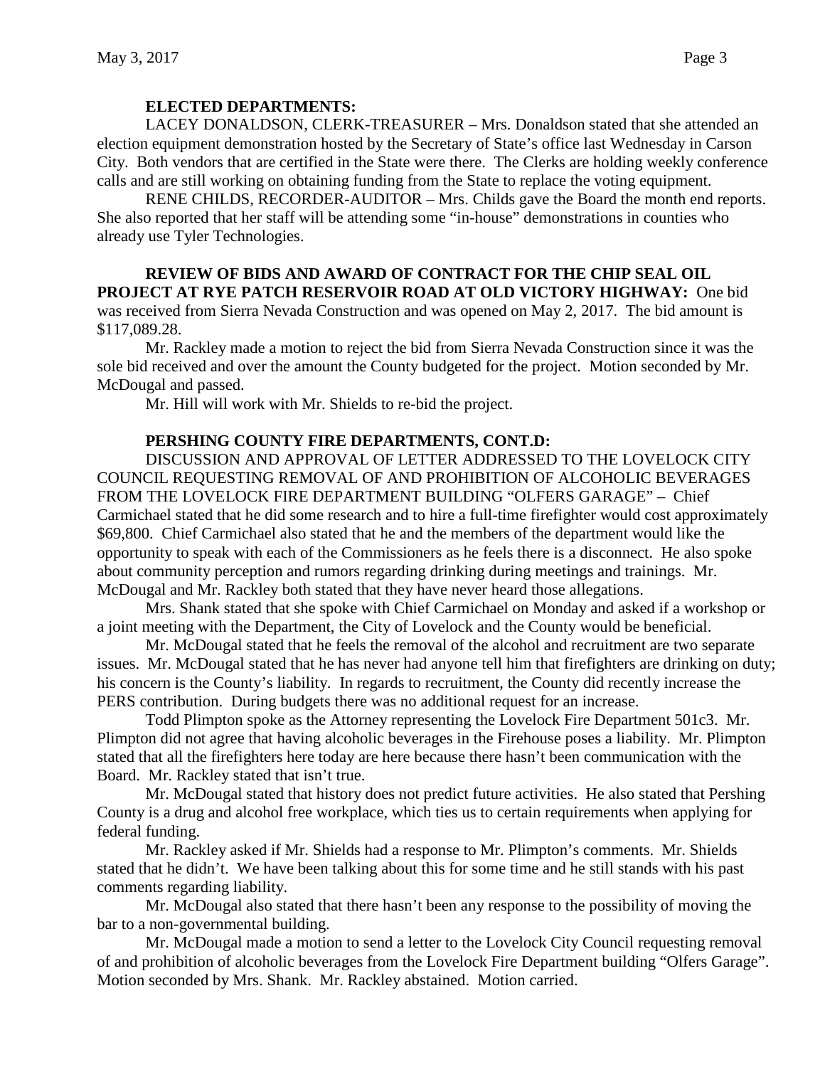**ELECTED DEPARTMENTS:**

LACEY DONALDSON, CLERK-TREASURER – Mrs. Donaldson stated that she attended an election equipment demonstration hosted by the Secretary of State's office last Wednesday in Carson City. Both vendors that are certified in the State were there. The Clerks are holding weekly conference calls and are still working on obtaining funding from the State to replace the voting equipment.

RENE CHILDS, RECORDER-AUDITOR – Mrs. Childs gave the Board the month end reports. She also reported that her staff will be attending some "in-house" demonstrations in counties who already use Tyler Technologies.

**REVIEW OF BIDS AND AWARD OF CONTRACT FOR THE CHIP SEAL OIL PROJECT AT RYE PATCH RESERVOIR ROAD AT OLD VICTORY HIGHWAY:** One bid was received from Sierra Nevada Construction and was opened on May 2, 2017. The bid amount is \$117,089.28.

Mr. Rackley made a motion to reject the bid from Sierra Nevada Construction since it was the sole bid received and over the amount the County budgeted for the project. Motion seconded by Mr. McDougal and passed.

Mr. Hill will work with Mr. Shields to re-bid the project.

**PERSHING COUNTY FIRE DEPARTMENTS, CONT.D:**

DISCUSSION AND APPROVAL OF LETTER ADDRESSED TO THE LOVELOCK CITY COUNCIL REQUESTING REMOVAL OF AND PROHIBITION OF ALCOHOLIC BEVERAGES FROM THE LOVELOCK FIRE DEPARTMENT BUILDING "OLFERS GARAGE" – Chief Carmichael stated that he did some research and to hire a full-time firefighter would cost approximately \$69,800. Chief Carmichael also stated that he and the members of the department would like the opportunity to speak with each of the Commissioners as he feels there is a disconnect. He also spoke about community perception and rumors regarding drinking during meetings and trainings. Mr. McDougal and Mr. Rackley both stated that they have never heard those allegations.

Mrs. Shank stated that she spoke with Chief Carmichael on Monday and asked if a workshop or a joint meeting with the Department, the City of Lovelock and the County would be beneficial.

Mr. McDougal stated that he feels the removal of the alcohol and recruitment are two separate issues. Mr. McDougal stated that he has never had anyone tell him that firefighters are drinking on duty; his concern is the County's liability. In regards to recruitment, the County did recently increase the PERS contribution. During budgets there was no additional request for an increase.

Todd Plimpton spoke as the Attorney representing the Lovelock Fire Department 501c3. Mr. Plimpton did not agree that having alcoholic beverages in the Firehouse poses a liability. Mr. Plimpton stated that all the firefighters here today are here because there hasn't been communication with the Board. Mr. Rackley stated that isn't true.

Mr. McDougal stated that history does not predict future activities. He also stated that Pershing County is a drug and alcohol free workplace, which ties us to certain requirements when applying for federal funding.

Mr. Rackley asked if Mr. Shields had a response to Mr. Plimpton's comments. Mr. Shields stated that he didn't. We have been talking about this for some time and he still stands with his past comments regarding liability.

Mr. McDougal also stated that there hasn't been any response to the possibility of moving the bar to a non-governmental building.

Mr. McDougal made a motion to send a letter to the Lovelock City Council requesting removal of and prohibition of alcoholic beverages from the Lovelock Fire Department building "Olfers Garage". Motion seconded by Mrs. Shank. Mr. Rackley abstained. Motion carried.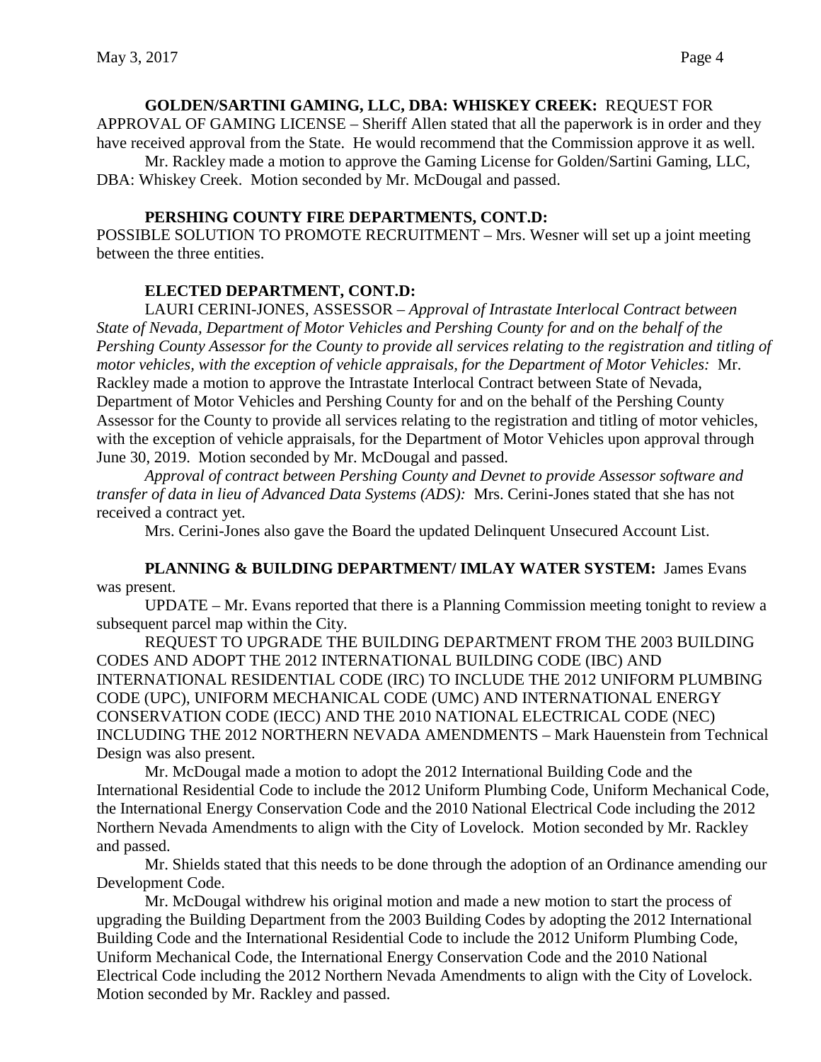**GOLDEN/SARTINI GAMING, LLC, DBA: WHISKEY CREEK:** REQUEST FOR APPROVAL OF GAMING LICENSE – Sheriff Allen stated that all the paperwork is in order and they have received approval from the State. He would recommend that the Commission approve it as well.

Mr. Rackley made a motion to approve the Gaming License for Golden/Sartini Gaming, LLC, DBA: Whiskey Creek. Motion seconded by Mr. McDougal and passed.

**PERSHING COUNTY FIRE DEPARTMENTS, CONT.D:**

POSSIBLE SOLUTION TO PROMOTE RECRUITMENT – Mrs. Wesner will set up a joint meeting between the three entities.

**ELECTED DEPARTMENT, CONT.D:**

LAURI CERINI-JONES, ASSESSOR – *Approval of Intrastate Interlocal Contract between State of Nevada, Department of Motor Vehicles and Pershing County for and on the behalf of the Pershing County Assessor for the County to provide all services relating to the registration and titling of motor vehicles, with the exception of vehicle appraisals, for the Department of Motor Vehicles:* Mr. Rackley made a motion to approve the Intrastate Interlocal Contract between State of Nevada, Department of Motor Vehicles and Pershing County for and on the behalf of the Pershing County Assessor for the County to provide all services relating to the registration and titling of motor vehicles, with the exception of vehicle appraisals, for the Department of Motor Vehicles upon approval through June 30, 2019. Motion seconded by Mr. McDougal and passed.

*Approval of contract between Pershing County and Devnet to provide Assessor software and transfer of data in lieu of Advanced Data Systems (ADS):* Mrs. Cerini-Jones stated that she has not received a contract yet.

Mrs. Cerini-Jones also gave the Board the updated Delinquent Unsecured Account List.

**PLANNING & BUILDING DEPARTMENT/ IMLAY WATER SYSTEM:** James Evans was present.

UPDATE – Mr. Evans reported that there is a Planning Commission meeting tonight to review a subsequent parcel map within the City.

REQUEST TO UPGRADE THE BUILDING DEPARTMENT FROM THE 2003 BUILDING CODES AND ADOPT THE 2012 INTERNATIONAL BUILDING CODE (IBC) AND INTERNATIONAL RESIDENTIAL CODE (IRC) TO INCLUDE THE 2012 UNIFORM PLUMBING CODE (UPC), UNIFORM MECHANICAL CODE (UMC) AND INTERNATIONAL ENERGY CONSERVATION CODE (IECC) AND THE 2010 NATIONAL ELECTRICAL CODE (NEC) INCLUDING THE 2012 NORTHERN NEVADA AMENDMENTS – Mark Hauenstein from Technical Design was also present.

Mr. McDougal made a motion to adopt the 2012 International Building Code and the International Residential Code to include the 2012 Uniform Plumbing Code, Uniform Mechanical Code, the International Energy Conservation Code and the 2010 National Electrical Code including the 2012 Northern Nevada Amendments to align with the City of Lovelock. Motion seconded by Mr. Rackley and passed.

Mr. Shields stated that this needs to be done through the adoption of an Ordinance amending our Development Code.

Mr. McDougal withdrew his original motion and made a new motion to start the process of upgrading the Building Department from the 2003 Building Codes by adopting the 2012 International Building Code and the International Residential Code to include the 2012 Uniform Plumbing Code, Uniform Mechanical Code, the International Energy Conservation Code and the 2010 National Electrical Code including the 2012 Northern Nevada Amendments to align with the City of Lovelock. Motion seconded by Mr. Rackley and passed.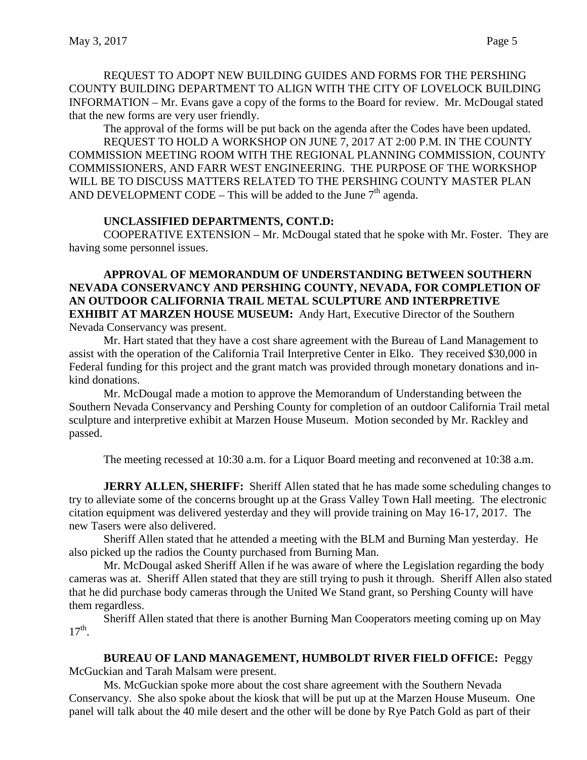REQUEST TO ADOPT NEW BUILDING GUIDES AND FORMS FOR THE PERSHING COUNTY BUILDING DEPARTMENT TO ALIGN WITH THE CITY OF LOVELOCK BUILDING INFORMATION – Mr. Evans gave a copy of the forms to the Board for review. Mr. McDougal stated that the new forms are very user friendly.

The approval of the forms will be put back on the agenda after the Codes have been updated.

REQUEST TO HOLD A WORKSHOP ON JUNE 7, 2017 AT 2:00 P.M. IN THE COUNTY COMMISSION MEETING ROOM WITH THE REGIONAL PLANNING COMMISSION, COUNTY COMMISSIONERS, AND FARR WEST ENGINEERING. THE PURPOSE OF THE WORKSHOP WILL BE TO DISCUSS MATTERS RELATED TO THE PERSHING COUNTY MASTER PLAN AND DEVELOPMENT CODE – This will be added to the June 7th agenda.

**UNCLASSIFIED DEPARTMENTS, CONT.D:**

COOPERATIVE EXTENSION – Mr. McDougal stated that he spoke with Mr. Foster. They are having some personnel issues.

**APPROVAL OF MEMORANDUM OF UNDERSTANDING BETWEEN SOUTHERN NEVADA CONSERVANCY AND PERSHING COUNTY, NEVADA, FOR COMPLETION OF AN OUTDOOR CALIFORNIA TRAIL METAL SCULPTURE AND INTERPRETIVE EXHIBIT AT MARZEN HOUSE MUSEUM:** Andy Hart, Executive Director of the Southern Nevada Conservancy was present.

Mr. Hart stated that they have a cost share agreement with the Bureau of Land Management to assist with the operation of the California Trail Interpretive Center in Elko. They received $30,000 in Federal funding for this project and the grant match was provided through monetary donations and in-kind donations.

Mr. McDougal made a motion to approve the Memorandum of Understanding between the Southern Nevada Conservancy and Pershing County for completion of an outdoor California Trail metal sculpture and interpretive exhibit at Marzen House Museum. Motion seconded by Mr. Rackley and passed.

The meeting recessed at 10:30 a.m. for a Liquor Board meeting and reconvened at 10:38 a.m.

**JERRY ALLEN, SHERIFF:** Sheriff Allen stated that he has made some scheduling changes to try to alleviate some of the concerns brought up at the Grass Valley Town Hall meeting. The electronic citation equipment was delivered yesterday and they will provide training on May 16-17, 2017. The new Tasers were also delivered.

Sheriff Allen stated that he attended a meeting with the BLM and Burning Man yesterday. He also picked up the radios the County purchased from Burning Man.

Mr. McDougal asked Sheriff Allen if he was aware of where the Legislation regarding the body cameras was at. Sheriff Allen stated that they are still trying to push it through. Sheriff Allen also stated that he did purchase body cameras through the United We Stand grant, so Pershing County will have them regardless.

Sheriff Allen stated that there is another Burning Man Cooperators meeting coming up on May 17th.

**BUREAU OF LAND MANAGEMENT, HUMBOLDT RIVER FIELD OFFICE:** Peggy McGuckian and Tarah Malsam were present.

Ms. McGuckian spoke more about the cost share agreement with the Southern Nevada Conservancy. She also spoke about the kiosk that will be put up at the Marzen House Museum. One panel will talk about the 40 mile desert and the other will be done by Rye Patch Gold as part of their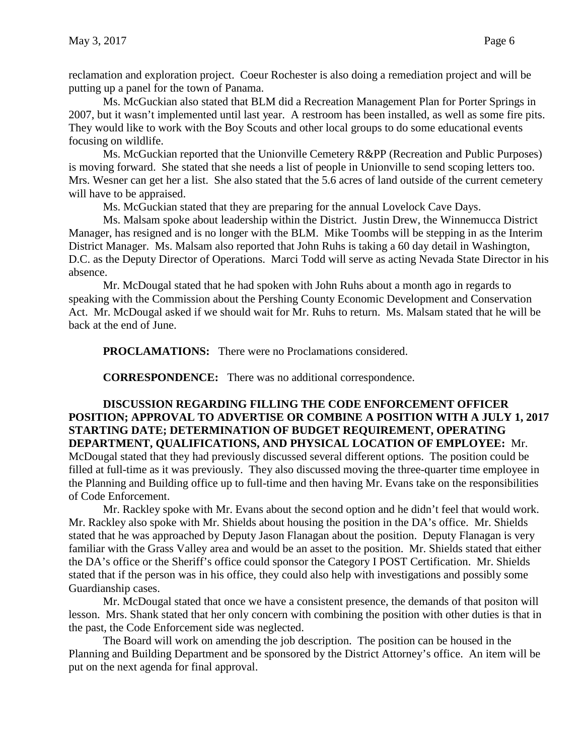reclamation and exploration project. Coeur Rochester is also doing a remediation project and will be putting up a panel for the town of Panama.

Ms. McGuckian also stated that BLM did a Recreation Management Plan for Porter Springs in 2007, but it wasn't implemented until last year. A restroom has been installed, as well as some fire pits. They would like to work with the Boy Scouts and other local groups to do some educational events focusing on wildlife.

Ms. McGuckian reported that the Unionville Cemetery R&PP (Recreation and Public Purposes) is moving forward. She stated that she needs a list of people in Unionville to send scoping letters too. Mrs. Wesner can get her a list. She also stated that the 5.6 acres of land outside of the current cemetery will have to be appraised.

Ms. McGuckian stated that they are preparing for the annual Lovelock Cave Days.

Ms. Malsam spoke about leadership within the District. Justin Drew, the Winnemucca District Manager, has resigned and is no longer with the BLM. Mike Toombs will be stepping in as the Interim District Manager. Ms. Malsam also reported that John Ruhs is taking a 60 day detail in Washington, D.C. as the Deputy Director of Operations. Marci Todd will serve as acting Nevada State Director in his absence.

Mr. McDougal stated that he had spoken with John Ruhs about a month ago in regards to speaking with the Commission about the Pershing County Economic Development and Conservation Act. Mr. McDougal asked if we should wait for Mr. Ruhs to return. Ms. Malsam stated that he will be back at the end of June.

**PROCLAMATIONS:** There were no Proclamations considered.

**CORRESPONDENCE:** There was no additional correspondence.

**DISCUSSION REGARDING FILLING THE CODE ENFORCEMENT OFFICER POSITION; APPROVAL TO ADVERTISE OR COMBINE A POSITION WITH A JULY 1, 2017 STARTING DATE; DETERMINATION OF BUDGET REQUIREMENT, OPERATING DEPARTMENT, QUALIFICATIONS, AND PHYSICAL LOCATION OF EMPLOYEE:** Mr. McDougal stated that they had previously discussed several different options. The position could be filled at full-time as it was previously. They also discussed moving the three-quarter time employee in the Planning and Building office up to full-time and then having Mr. Evans take on the responsibilities of Code Enforcement.

Mr. Rackley spoke with Mr. Evans about the second option and he didn't feel that would work. Mr. Rackley also spoke with Mr. Shields about housing the position in the DA's office. Mr. Shields stated that he was approached by Deputy Jason Flanagan about the position. Deputy Flanagan is very familiar with the Grass Valley area and would be an asset to the position. Mr. Shields stated that either the DA's office or the Sheriff's office could sponsor the Category I POST Certification. Mr. Shields stated that if the person was in his office, they could also help with investigations and possibly some Guardianship cases.

Mr. McDougal stated that once we have a consistent presence, the demands of that positon will lesson. Mrs. Shank stated that her only concern with combining the position with other duties is that in the past, the Code Enforcement side was neglected.

The Board will work on amending the job description. The position can be housed in the Planning and Building Department and be sponsored by the District Attorney's office. An item will be put on the next agenda for final approval.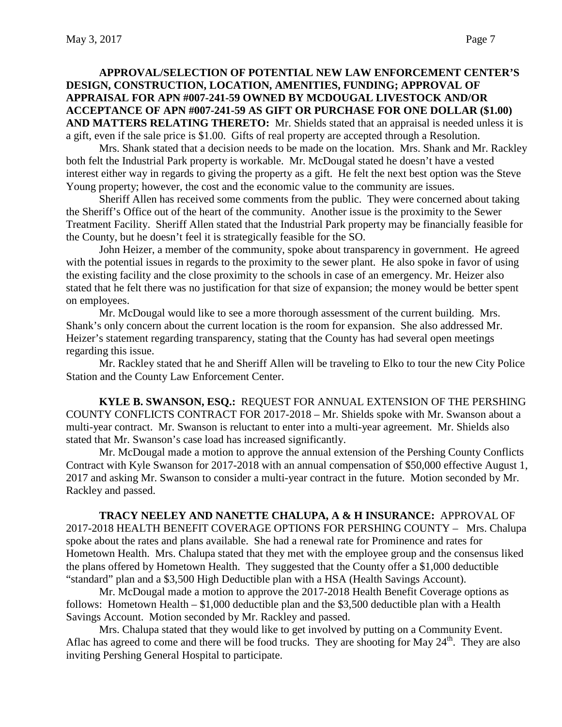**APPROVAL/SELECTION OF POTENTIAL NEW LAW ENFORCEMENT CENTER'S DESIGN, CONSTRUCTION, LOCATION, AMENITIES, FUNDING; APPROVAL OF APPRAISAL FOR APN #007-241-59 OWNED BY MCDOUGAL LIVESTOCK AND/OR ACCEPTANCE OF APN #007-241-59 AS GIFT OR PURCHASE FOR ONE DOLLAR ($1.00) AND MATTERS RELATING THERETO:** Mr. Shields stated that an appraisal is needed unless it is a gift, even if the sale price is $1.00. Gifts of real property are accepted through a Resolution.

Mrs. Shank stated that a decision needs to be made on the location. Mrs. Shank and Mr. Rackley both felt the Industrial Park property is workable. Mr. McDougal stated he doesn't have a vested interest either way in regards to giving the property as a gift. He felt the next best option was the Steve Young property; however, the cost and the economic value to the community are issues.

Sheriff Allen has received some comments from the public. They were concerned about taking the Sheriff's Office out of the heart of the community. Another issue is the proximity to the Sewer Treatment Facility. Sheriff Allen stated that the Industrial Park property may be financially feasible for the County, but he doesn't feel it is strategically feasible for the SO.

John Heizer, a member of the community, spoke about transparency in government. He agreed with the potential issues in regards to the proximity to the sewer plant. He also spoke in favor of using the existing facility and the close proximity to the schools in case of an emergency. Mr. Heizer also stated that he felt there was no justification for that size of expansion; the money would be better spent on employees.

Mr. McDougal would like to see a more thorough assessment of the current building. Mrs. Shank's only concern about the current location is the room for expansion. She also addressed Mr. Heizer's statement regarding transparency, stating that the County has had several open meetings regarding this issue.

Mr. Rackley stated that he and Sheriff Allen will be traveling to Elko to tour the new City Police Station and the County Law Enforcement Center.

**KYLE B. SWANSON, ESQ.:** REQUEST FOR ANNUAL EXTENSION OF THE PERSHING COUNTY CONFLICTS CONTRACT FOR 2017-2018 – Mr. Shields spoke with Mr. Swanson about a multi-year contract. Mr. Swanson is reluctant to enter into a multi-year agreement. Mr. Shields also stated that Mr. Swanson's case load has increased significantly.

Mr. McDougal made a motion to approve the annual extension of the Pershing County Conflicts Contract with Kyle Swanson for 2017-2018 with an annual compensation of $50,000 effective August 1, 2017 and asking Mr. Swanson to consider a multi-year contract in the future. Motion seconded by Mr. Rackley and passed.

**TRACY NEELEY AND NANETTE CHALUPA, A & H INSURANCE:** APPROVAL OF 2017-2018 HEALTH BENEFIT COVERAGE OPTIONS FOR PERSHING COUNTY – Mrs. Chalupa spoke about the rates and plans available. She had a renewal rate for Prominence and rates for Hometown Health. Mrs. Chalupa stated that they met with the employee group and the consensus liked the plans offered by Hometown Health. They suggested that the County offer a $1,000 deductible "standard" plan and a $3,500 High Deductible plan with a HSA (Health Savings Account).

Mr. McDougal made a motion to approve the 2017-2018 Health Benefit Coverage options as follows: Hometown Health – $1,000 deductible plan and the $3,500 deductible plan with a Health Savings Account. Motion seconded by Mr. Rackley and passed.

Mrs. Chalupa stated that they would like to get involved by putting on a Community Event. Aflac has agreed to come and there will be food trucks. They are shooting for May 24th. They are also inviting Pershing General Hospital to participate.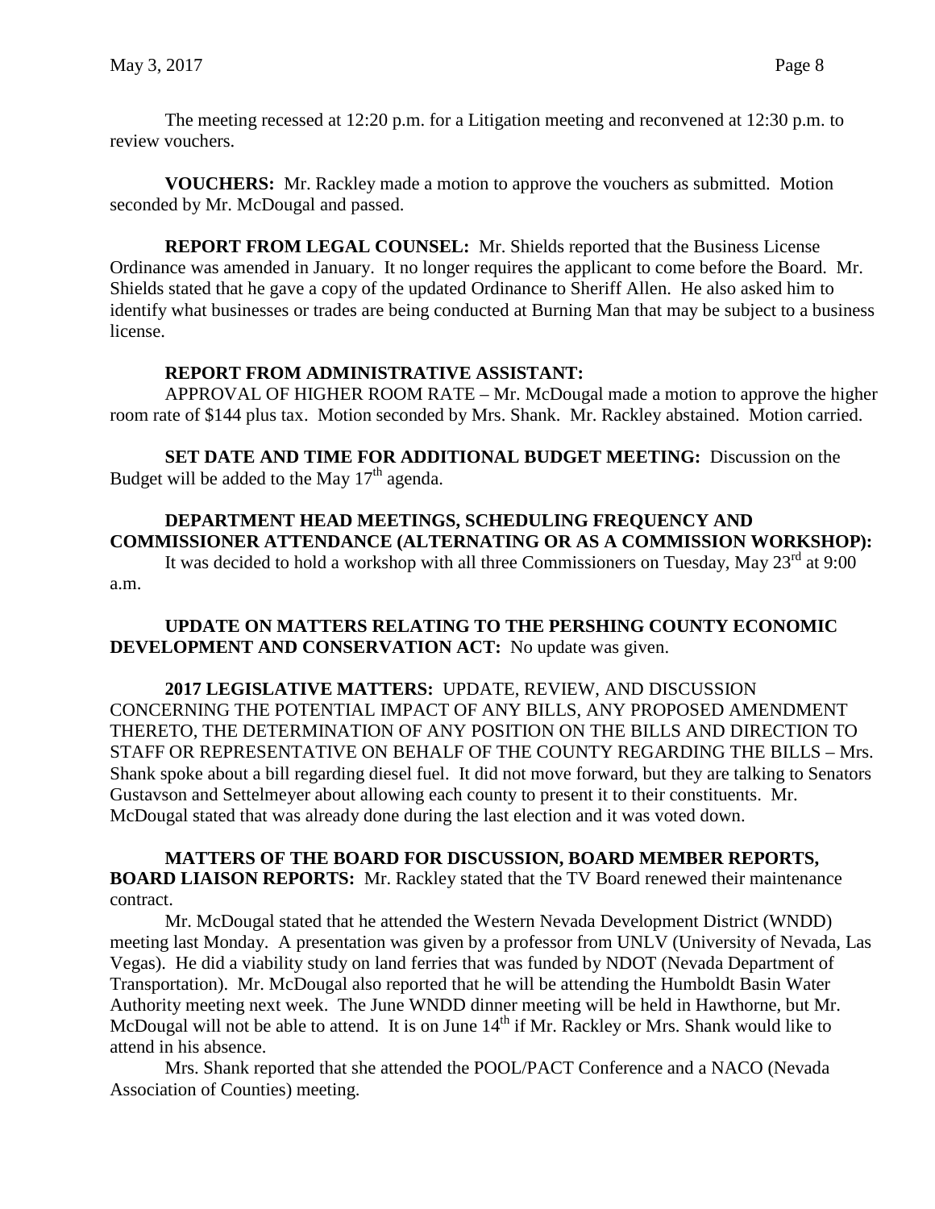The meeting recessed at 12:20 p.m. for a Litigation meeting and reconvened at 12:30 p.m. to review vouchers.

**VOUCHERS:** Mr. Rackley made a motion to approve the vouchers as submitted. Motion seconded by Mr. McDougal and passed.

**REPORT FROM LEGAL COUNSEL:** Mr. Shields reported that the Business License Ordinance was amended in January. It no longer requires the applicant to come before the Board. Mr. Shields stated that he gave a copy of the updated Ordinance to Sheriff Allen. He also asked him to identify what businesses or trades are being conducted at Burning Man that may be subject to a business license.

**REPORT FROM ADMINISTRATIVE ASSISTANT:**

APPROVAL OF HIGHER ROOM RATE – Mr. McDougal made a motion to approve the higher room rate of $144 plus tax. Motion seconded by Mrs. Shank. Mr. Rackley abstained. Motion carried.

**SET DATE AND TIME FOR ADDITIONAL BUDGET MEETING:** Discussion on the Budget will be added to the May 17th agenda.

**DEPARTMENT HEAD MEETINGS, SCHEDULING FREQUENCY AND COMMISSIONER ATTENDANCE (ALTERNATING OR AS A COMMISSION WORKSHOP):**

It was decided to hold a workshop with all three Commissioners on Tuesday, May 23rd at 9:00 a.m.

**UPDATE ON MATTERS RELATING TO THE PERSHING COUNTY ECONOMIC DEVELOPMENT AND CONSERVATION ACT:** No update was given.

**2017 LEGISLATIVE MATTERS:** UPDATE, REVIEW, AND DISCUSSION CONCERNING THE POTENTIAL IMPACT OF ANY BILLS, ANY PROPOSED AMENDMENT THERETO, THE DETERMINATION OF ANY POSITION ON THE BILLS AND DIRECTION TO STAFF OR REPRESENTATIVE ON BEHALF OF THE COUNTY REGARDING THE BILLS – Mrs. Shank spoke about a bill regarding diesel fuel. It did not move forward, but they are talking to Senators Gustavson and Settelmeyer about allowing each county to present it to their constituents. Mr. McDougal stated that was already done during the last election and it was voted down.

**MATTERS OF THE BOARD FOR DISCUSSION, BOARD MEMBER REPORTS, BOARD LIAISON REPORTS:** Mr. Rackley stated that the TV Board renewed their maintenance contract.

Mr. McDougal stated that he attended the Western Nevada Development District (WNDD) meeting last Monday. A presentation was given by a professor from UNLV (University of Nevada, Las Vegas). He did a viability study on land ferries that was funded by NDOT (Nevada Department of Transportation). Mr. McDougal also reported that he will be attending the Humboldt Basin Water Authority meeting next week. The June WNDD dinner meeting will be held in Hawthorne, but Mr. McDougal will not be able to attend. It is on June 14th if Mr. Rackley or Mrs. Shank would like to attend in his absence.

Mrs. Shank reported that she attended the POOL/PACT Conference and a NACO (Nevada Association of Counties) meeting.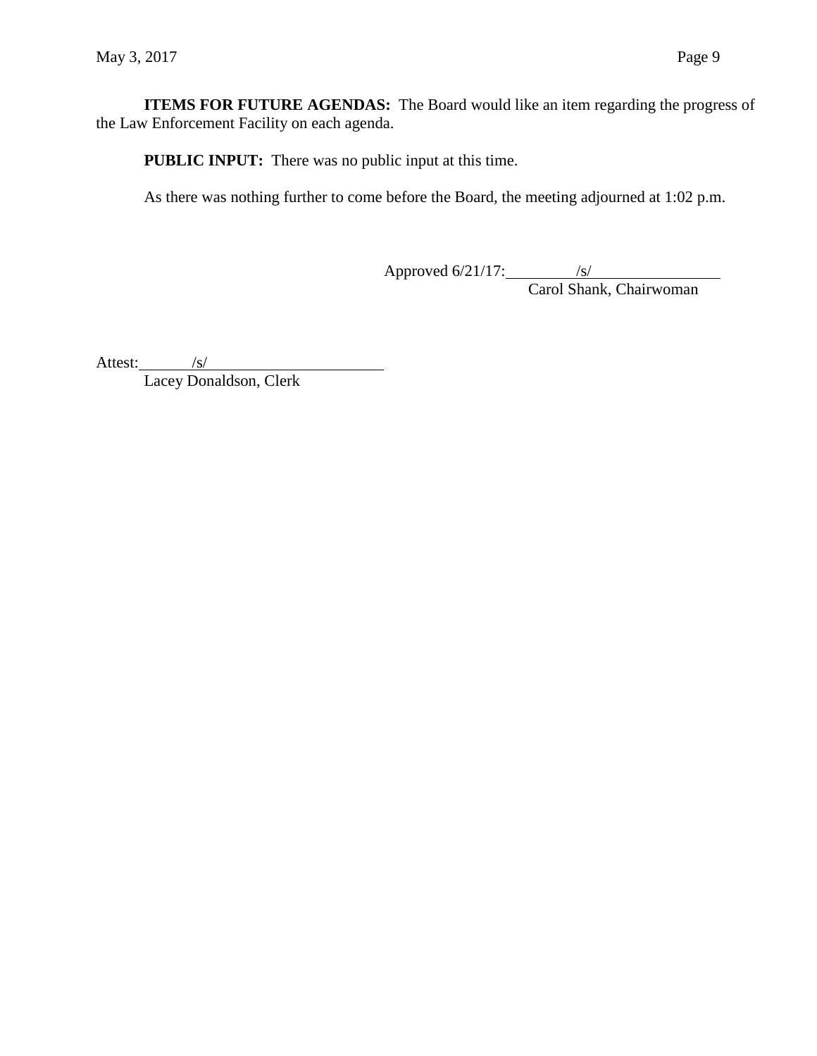**ITEMS FOR FUTURE AGENDAS:** The Board would like an item regarding the progress of the Law Enforcement Facility on each agenda.

**PUBLIC INPUT:** There was no public input at this time.

As there was nothing further to come before the Board, the meeting adjourned at 1:02 p.m.

Approved 6/21/17: /s/
Carol Shank, Chairwoman

Attest: /s/
Lacey Donaldson, Clerk